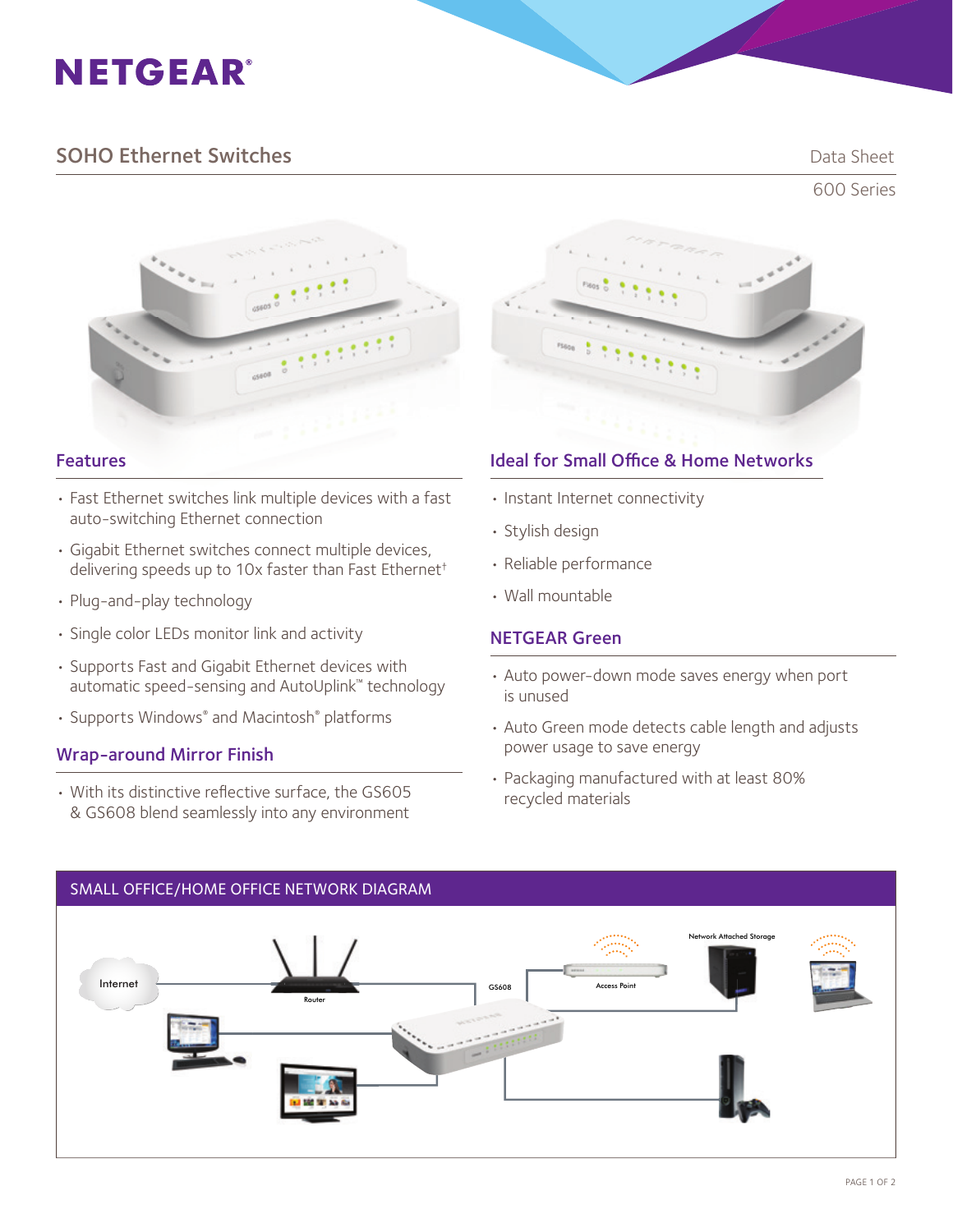# NETGEAR®

## SOHO Ethernet Switches

Data Sheet

600 Series

### Features

- Fast Ethernet switches link multiple devices with a fast auto-switching Ethernet connection
- Gigabit Ethernet switches connect multiple devices, delivering speeds up to 10x faster than Fast Ethernet†
- Plug-and-play technology
- Single color LEDs monitor link and activity
- Supports Fast and Gigabit Ethernet devices with automatic speed-sensing and AutoUplink™ technology
- Supports Windows® and Macintosh® platforms

### Wrap-around Mirror Finish

- With its distinctive reflective surface, the GS605 & GS608 blend seamlessly into any environment

### Ideal for Small Office & Home Networks

- Instant Internet connectivity
- Stylish design
- Reliable performance
- Wall mountable

### NETGEAR Green

- Auto power-down mode saves energy when port is unused
- Auto Green mode detects cable length and adjusts power usage to save energy
- Packaging manufactured with at least 80% recycled materials

### SMALL OFFICE/HOME OFFICE NETWORK DIAGRAM

Internet

Router

GS608

Access Point

Network Attached Storage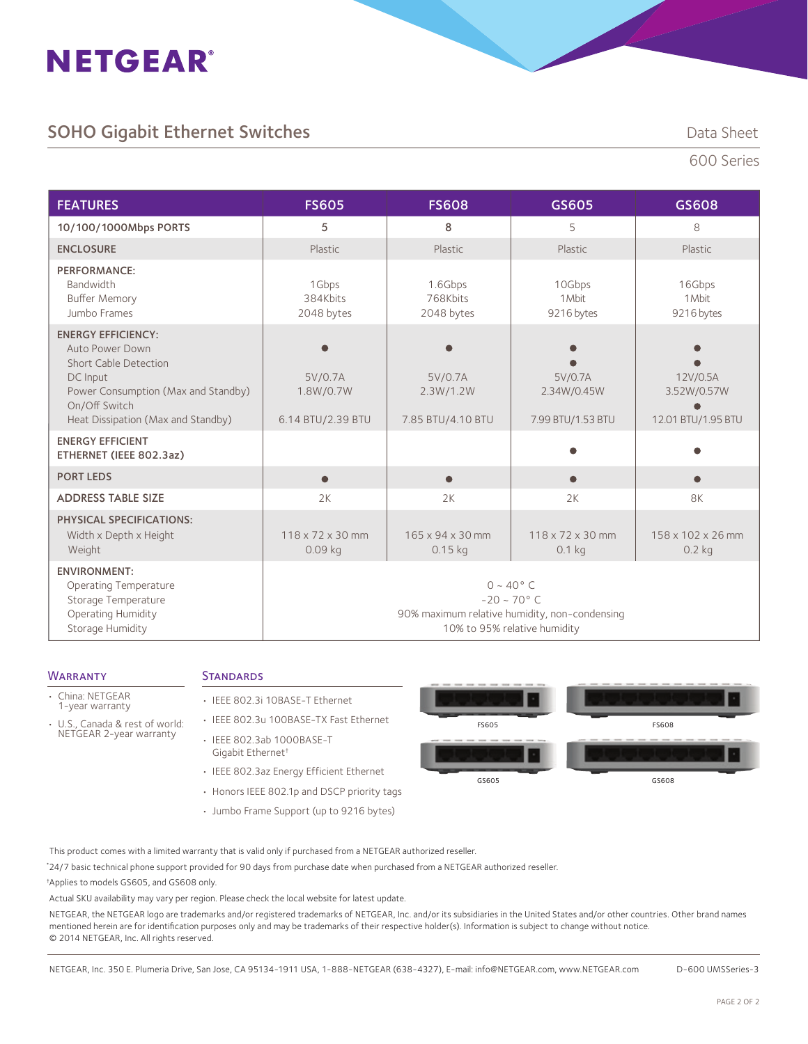# NETGEAR

## SOHO Gigabit Ethernet Switches

Data Sheet

600 Series

| FEATURES | FS605 | FS608 | GS605 | GS608 |
|---|---|---|---|---|
| 10/100/1000Mbps PORTS | 5 | 8 | 5 | 8 |
| ENCLOSURE | Plastic | Plastic | Plastic | Plastic |
| PERFORMANCE:<br>Bandwidth<br>Buffer Memory<br>Jumbo Frames | <br>1Gbps<br>384Kbits<br>2048 bytes | <br>1.6Gbps<br>768Kbits<br>2048 bytes | <br>10Gbps<br>1Mbit<br>9216 bytes | <br>16Gbps<br>1Mbit<br>9216 bytes |
| ENERGY EFFICIENCY:<br>Auto Power Down<br>Short Cable Detection<br>DC Input<br>Power Consumption (Max and Standby)<br>On/Off Switch<br>Heat Dissipation (Max and Standby) | <br>●<br><br>5V/0.7A<br>1.8W/0.7W<br><br>6.14 BTU/2.39 BTU | <br>●<br><br>5V/0.7A<br>2.3W/1.2W<br><br>7.85 BTU/4.10 BTU | <br>●<br>●<br>5V/0.7A<br>2.34W/0.45W<br><br>7.99 BTU/1.53 BTU | <br>●<br>●<br>12V/0.5A<br>3.52W/0.57W<br>●<br>12.01 BTU/1.95 BTU |
| ENERGY EFFICIENT ETHERNET (IEEE 802.3az) | | | ● | ● |
| PORT LEDS | ● | ● | ● | ● |
| ADDRESS TABLE SIZE | 2K | 2K | 2K | 8K |
| PHYSICAL SPECIFICATIONS:<br>Width x Depth x Height<br>Weight | <br>118 x 72 x 30 mm<br>0.09 kg | <br>165 x 94 x 30 mm<br>0.15 kg | <br>118 x 72 x 30 mm<br>0.1 kg | <br>158 x 102 x 26 mm<br>0.2 kg |
| ENVIRONMENT:<br>Operating Temperature<br>Storage Temperature<br>Operating Humidity<br>Storage Humidity | <br>0 ~ 40° C<br>-20 ~ 70° C<br>90% maximum relative humidity, non-condensing<br>10% to 95% relative humidity | | | |

### Warranty

- China: NETGEAR 1-year warranty
- U.S., Canada & rest of world: NETGEAR 2-year warranty

### Standards

- IEEE 802.3i 10BASE-T Ethernet
- IEEE 802.3u 100BASE-TX Fast Ethernet
- IEEE 802.3ab 1000BASE-T Gigabit Ethernet†
- IEEE 802.3az Energy Efficient Ethernet
- Honors IEEE 802.1p and DSCP priority tags
- Jumbo Frame Support (up to 9216 bytes)

FS605

FS608

GS605

GS608

This product comes with a limited warranty that is valid only if purchased from a NETGEAR authorized reseller.

*24/7 basic technical phone support provided for 90 days from purchase date when purchased from a NETGEAR authorized reseller.

†Applies to models GS605, and GS608 only.

Actual SKU availability may vary per region. Please check the local website for latest update.

NETGEAR, the NETGEAR logo are trademarks and/or registered trademarks of NETGEAR, Inc. and/or its subsidiaries in the United States and/or other countries. Other brand names mentioned herein are for identification purposes only and may be trademarks of their respective holder(s). Information is subject to change without notice.
© 2014 NETGEAR, Inc. All rights reserved.

NETGEAR, Inc. 350 E. Plumeria Drive, San Jose, CA 95134-1911 USA, 1-888-NETGEAR (638-4327), E-mail: info@NETGEAR.com, www.NETGEAR.com D-600 UMSSeries-3